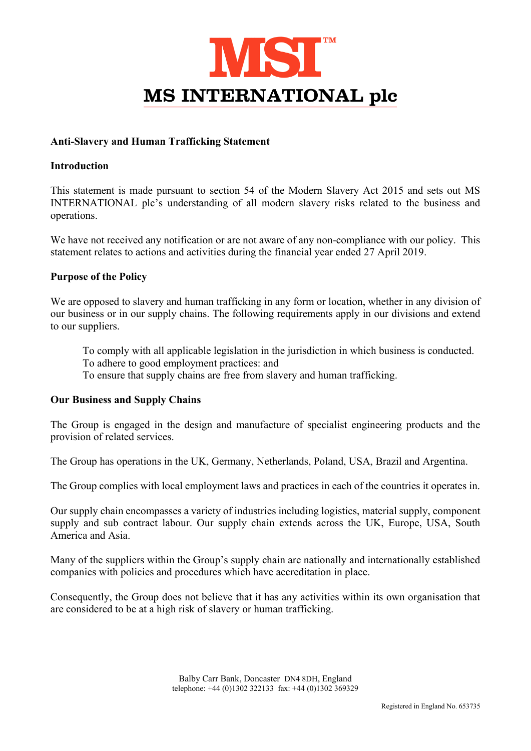# MSI™

# MS INTERNATIONAL plc

**Anti-Slavery and Human Trafficking Statement**

**Introduction**

This statement is made pursuant to section 54 of the Modern Slavery Act 2015 and sets out MS INTERNATIONAL plc's understanding of all modern slavery risks related to the business and operations.

We have not received any notification or are not aware of any non-compliance with our policy. This statement relates to actions and activities during the financial year ended 27 April 2019.

**Purpose of the Policy**

We are opposed to slavery and human trafficking in any form or location, whether in any division of our business or in our supply chains. The following requirements apply in our divisions and extend to our suppliers.

> To comply with all applicable legislation in the jurisdiction in which business is conducted.
> To adhere to good employment practices: and
> To ensure that supply chains are free from slavery and human trafficking.

**Our Business and Supply Chains**

The Group is engaged in the design and manufacture of specialist engineering products and the provision of related services.

The Group has operations in the UK, Germany, Netherlands, Poland, USA, Brazil and Argentina.

The Group complies with local employment laws and practices in each of the countries it operates in.

Our supply chain encompasses a variety of industries including logistics, material supply, component supply and sub contract labour. Our supply chain extends across the UK, Europe, USA, South America and Asia.

Many of the suppliers within the Group's supply chain are nationally and internationally established companies with policies and procedures which have accreditation in place.

Consequently, the Group does not believe that it has any activities within its own organisation that are considered to be at a high risk of slavery or human trafficking.

Balby Carr Bank, Doncaster DN4 8DH, England
telephone: +44 (0)1302 322133 fax: +44 (0)1302 369329

Registered in England No. 653735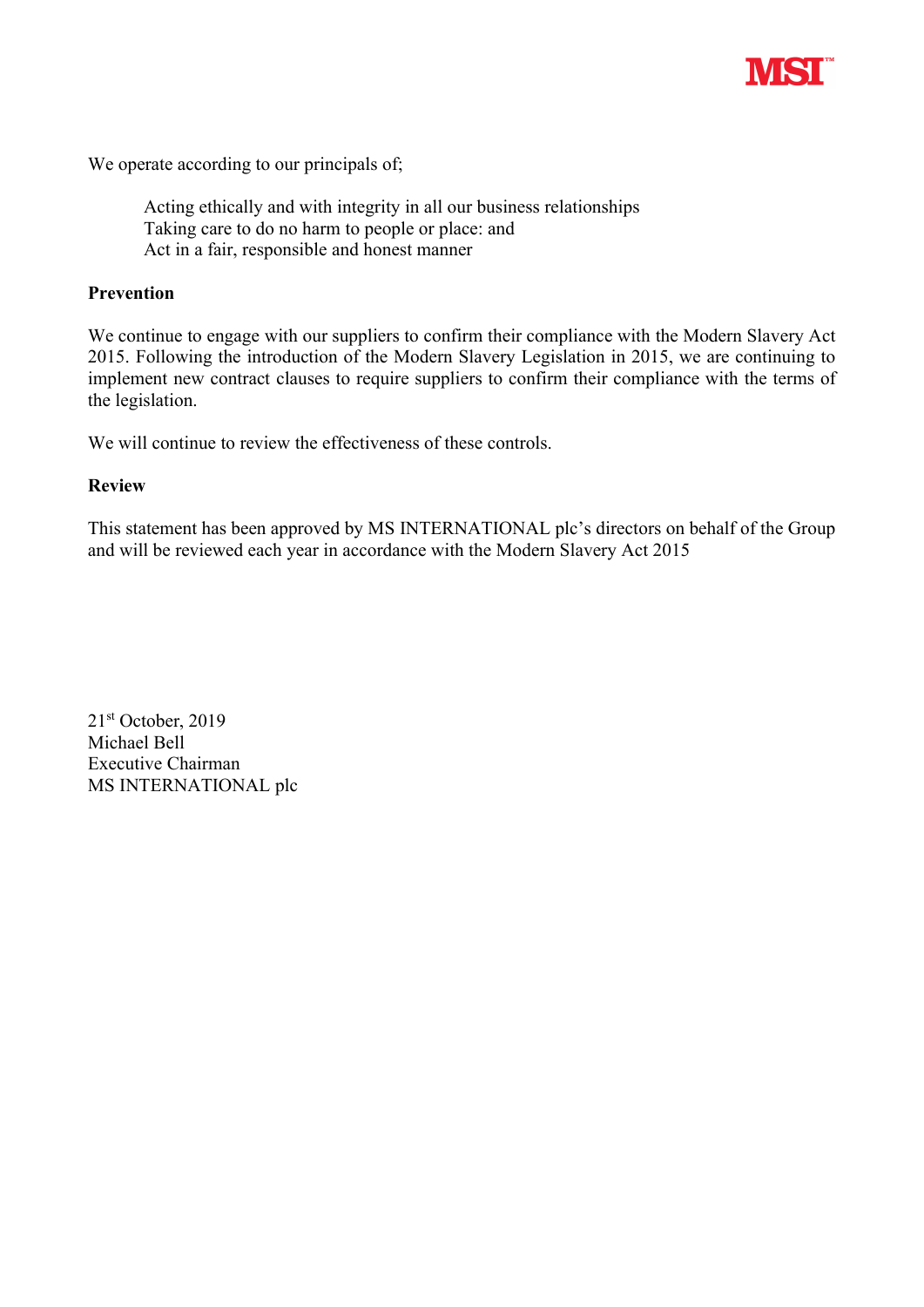We operate according to our principals of;

Acting ethically and with integrity in all our business relationships
Taking care to do no harm to people or place: and
Act in a fair, responsible and honest manner

**Prevention**

We continue to engage with our suppliers to confirm their compliance with the Modern Slavery Act 2015. Following the introduction of the Modern Slavery Legislation in 2015, we are continuing to implement new contract clauses to require suppliers to confirm their compliance with the terms of the legislation.

We will continue to review the effectiveness of these controls.

**Review**

This statement has been approved by MS INTERNATIONAL plc's directors on behalf of the Group and will be reviewed each year in accordance with the Modern Slavery Act 2015

21st October, 2019
Michael Bell
Executive Chairman
MS INTERNATIONAL plc